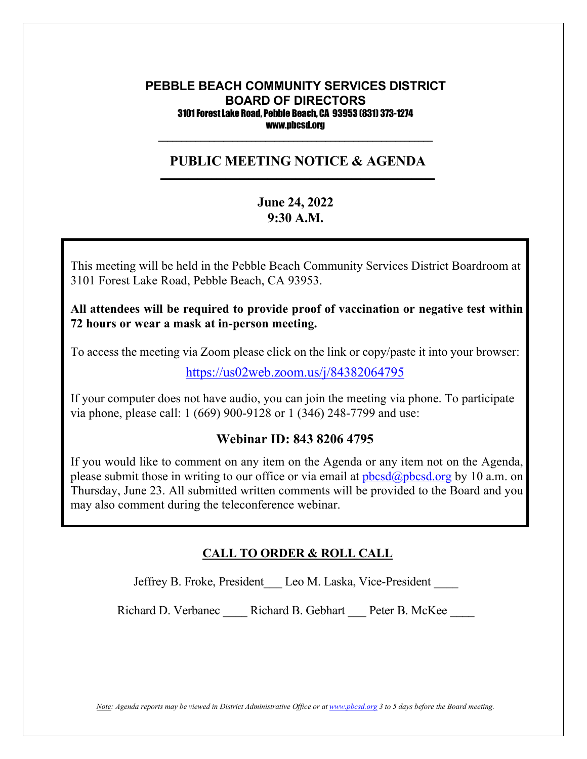# PEBBLE BEACH COMMUNITY SERVICES DISTRICT
## BOARD OF DIRECTORS

3101 Forest Lake Road, Pebble Beach, CA 93953 (831) 373-1274
www.pbcsd.org

## PUBLIC MEETING NOTICE & AGENDA

**June 24, 2022**
**9:30 A.M.**

This meeting will be held in the Pebble Beach Community Services District Boardroom at 3101 Forest Lake Road, Pebble Beach, CA 93953.

**All attendees will be required to provide proof of vaccination or negative test within 72 hours or wear a mask at in-person meeting.**

To access the meeting via Zoom please click on the link or copy/paste it into your browser:

https://us02web.zoom.us/j/84382064795

If your computer does not have audio, you can join the meeting via phone. To participate via phone, please call: 1 (669) 900-9128 or 1 (346) 248-7799 and use:

**Webinar ID: 843 8206 4795**

If you would like to comment on any item on the Agenda or any item not on the Agenda, please submit those in writing to our office or via email at pbcsd@pbcsd.org by 10 a.m. on Thursday, June 23. All submitted written comments will be provided to the Board and you may also comment during the teleconference webinar.

## CALL TO ORDER & ROLL CALL

Jeffrey B. Froke, President___ Leo M. Laska, Vice-President ____

Richard D. Verbanec ____ Richard B. Gebhart ___ Peter B. McKee ____

*Note: Agenda reports may be viewed in District Administrative Office or at www.pbcsd.org 3 to 5 days before the Board meeting.*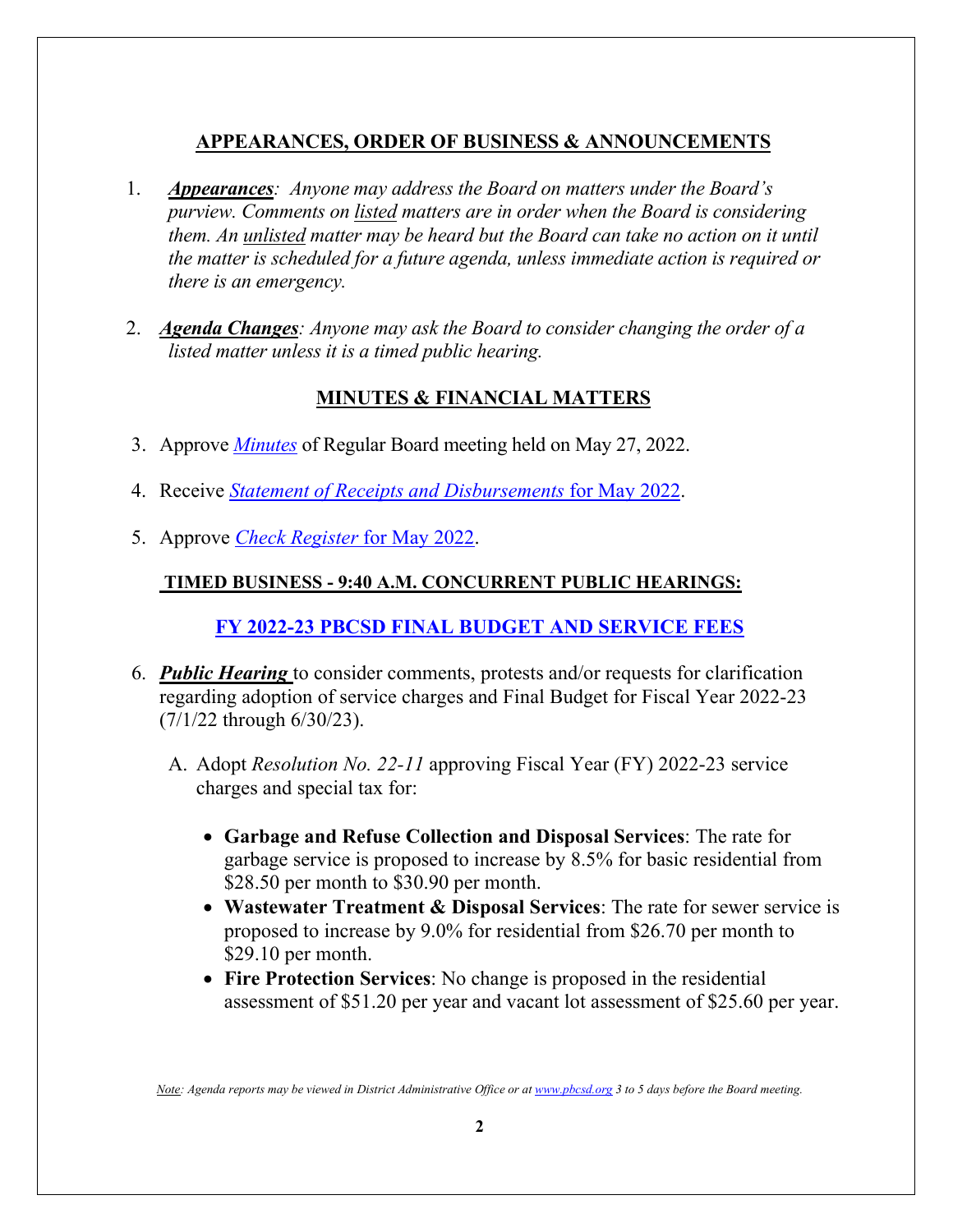## APPEARANCES, ORDER OF BUSINESS & ANNOUNCEMENTS

1. ***Appearances**: Anyone may address the Board on matters under the Board's purview. Comments on listed matters are in order when the Board is considering them. An unlisted matter may be heard but the Board can take no action on it until the matter is scheduled for a future agenda, unless immediate action is required or there is an emergency.*

2. ***Agenda Changes**: Anyone may ask the Board to consider changing the order of a listed matter unless it is a timed public hearing.*

## MINUTES & FINANCIAL MATTERS

3. Approve *Minutes* of Regular Board meeting held on May 27, 2022.

4. Receive *Statement of Receipts and Disbursements* for May 2022.

5. Approve *Check Register* for May 2022.

## TIMED BUSINESS - 9:40 A.M. CONCURRENT PUBLIC HEARINGS:

## FY 2022-23 PBCSD FINAL BUDGET AND SERVICE FEES

6. ***Public Hearing*** to consider comments, protests and/or requests for clarification regarding adoption of service charges and Final Budget for Fiscal Year 2022-23 (7/1/22 through 6/30/23).

   A. Adopt *Resolution No. 22-11* approving Fiscal Year (FY) 2022-23 service charges and special tax for:

      - **Garbage and Refuse Collection and Disposal Services**: The rate for garbage service is proposed to increase by 8.5% for basic residential from $28.50 per month to $30.90 per month.
      - **Wastewater Treatment & Disposal Services**: The rate for sewer service is proposed to increase by 9.0% for residential from $26.70 per month to $29.10 per month.
      - **Fire Protection Services**: No change is proposed in the residential assessment of $51.20 per year and vacant lot assessment of $25.60 per year.

*Note: Agenda reports may be viewed in District Administrative Office or at www.pbcsd.org 3 to 5 days before the Board meeting.*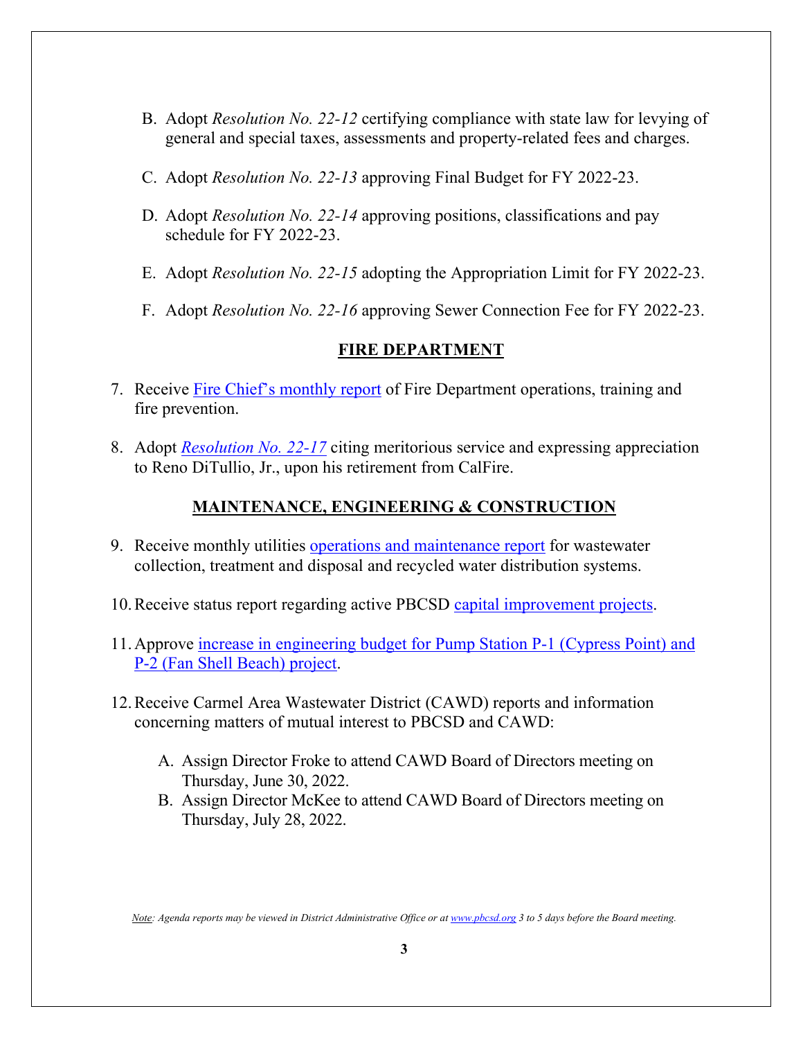B. Adopt *Resolution No. 22-12* certifying compliance with state law for levying of general and special taxes, assessments and property-related fees and charges.

C. Adopt *Resolution No. 22-13* approving Final Budget for FY 2022-23.

D. Adopt *Resolution No. 22-14* approving positions, classifications and pay schedule for FY 2022-23.

E. Adopt *Resolution No. 22-15* adopting the Appropriation Limit for FY 2022-23.

F. Adopt *Resolution No. 22-16* approving Sewer Connection Fee for FY 2022-23.

## FIRE DEPARTMENT

7. Receive Fire Chief's monthly report of Fire Department operations, training and fire prevention.

8. Adopt *Resolution No. 22-17* citing meritorious service and expressing appreciation to Reno DiTullio, Jr., upon his retirement from CalFire.

## MAINTENANCE, ENGINEERING & CONSTRUCTION

9. Receive monthly utilities operations and maintenance report for wastewater collection, treatment and disposal and recycled water distribution systems.

10. Receive status report regarding active PBCSD capital improvement projects.

11. Approve increase in engineering budget for Pump Station P-1 (Cypress Point) and P-2 (Fan Shell Beach) project.

12. Receive Carmel Area Wastewater District (CAWD) reports and information concerning matters of mutual interest to PBCSD and CAWD:

    A. Assign Director Froke to attend CAWD Board of Directors meeting on Thursday, June 30, 2022.
    B. Assign Director McKee to attend CAWD Board of Directors meeting on Thursday, July 28, 2022.

*Note: Agenda reports may be viewed in District Administrative Office or at www.pbcsd.org 3 to 5 days before the Board meeting.*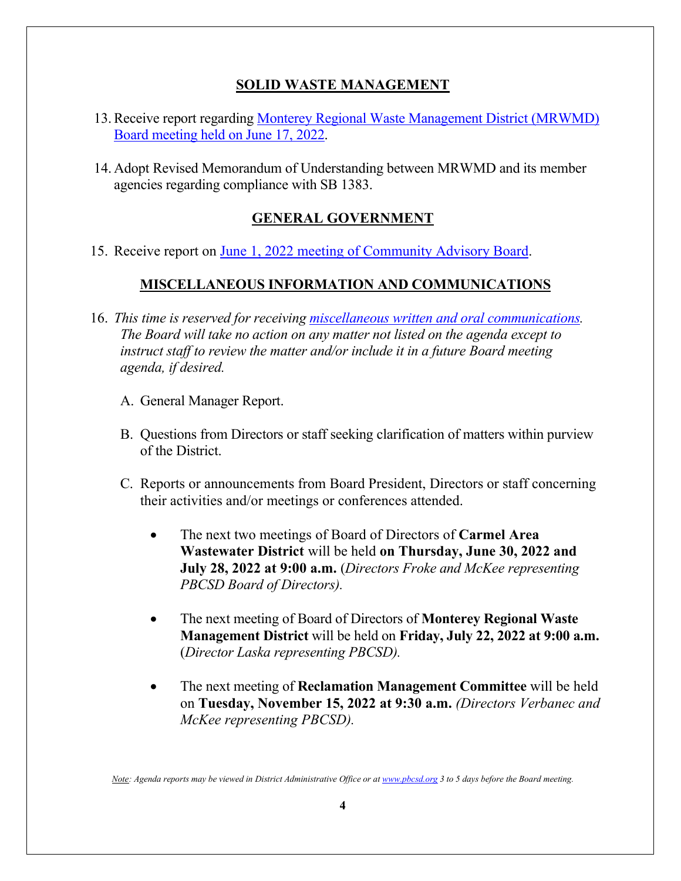## SOLID WASTE MANAGEMENT

13. Receive report regarding Monterey Regional Waste Management District (MRWMD) Board meeting held on June 17, 2022.

14. Adopt Revised Memorandum of Understanding between MRWMD and its member agencies regarding compliance with SB 1383.

## GENERAL GOVERNMENT

15. Receive report on June 1, 2022 meeting of Community Advisory Board.

## MISCELLANEOUS INFORMATION AND COMMUNICATIONS

16. *This time is reserved for receiving miscellaneous written and oral communications. The Board will take no action on any matter not listed on the agenda except to instruct staff to review the matter and/or include it in a future Board meeting agenda, if desired.*

    A. General Manager Report.

    B. Questions from Directors or staff seeking clarification of matters within purview of the District.

    C. Reports or announcements from Board President, Directors or staff concerning their activities and/or meetings or conferences attended.

    - The next two meetings of Board of Directors of **Carmel Area Wastewater District** will be held **on Thursday, June 30, 2022 and July 28, 2022 at 9:00 a.m.** (*Directors Froke and McKee representing PBCSD Board of Directors).*

    - The next meeting of Board of Directors of **Monterey Regional Waste Management District** will be held on **Friday, July 22, 2022 at 9:00 a.m.** (*Director Laska representing PBCSD).*

    - The next meeting of **Reclamation Management Committee** will be held on **Tuesday, November 15, 2022 at 9:30 a.m.** *(Directors Verbanec and McKee representing PBCSD).*

*Note: Agenda reports may be viewed in District Administrative Office or at www.pbcsd.org 3 to 5 days before the Board meeting.*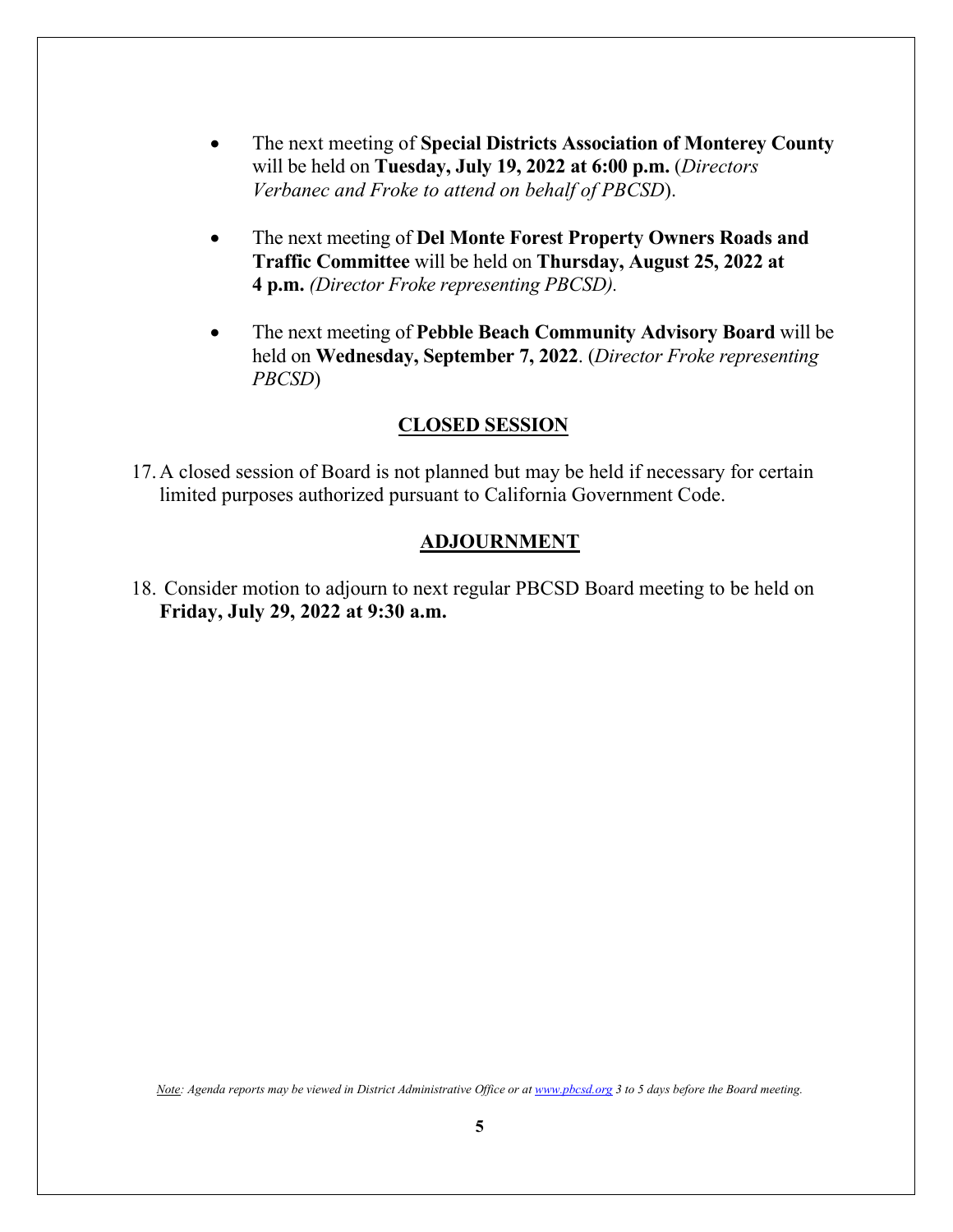- The next meeting of **Special Districts Association of Monterey County** will be held on **Tuesday, July 19, 2022 at 6:00 p.m.** (*Directors Verbanec and Froke to attend on behalf of PBCSD*).

- The next meeting of **Del Monte Forest Property Owners Roads and Traffic Committee** will be held on **Thursday, August 25, 2022 at 4 p.m.** *(Director Froke representing PBCSD).*

- The next meeting of **Pebble Beach Community Advisory Board** will be held on **Wednesday, September 7, 2022**. (*Director Froke representing PBCSD*)

## CLOSED SESSION

17. A closed session of Board is not planned but may be held if necessary for certain limited purposes authorized pursuant to California Government Code.

## ADJOURNMENT

18. Consider motion to adjourn to next regular PBCSD Board meeting to be held on **Friday, July 29, 2022 at 9:30 a.m.**

*Note: Agenda reports may be viewed in District Administrative Office or at [www.pbcsd.org](http://www.pbcsd.org) 3 to 5 days before the Board meeting.*